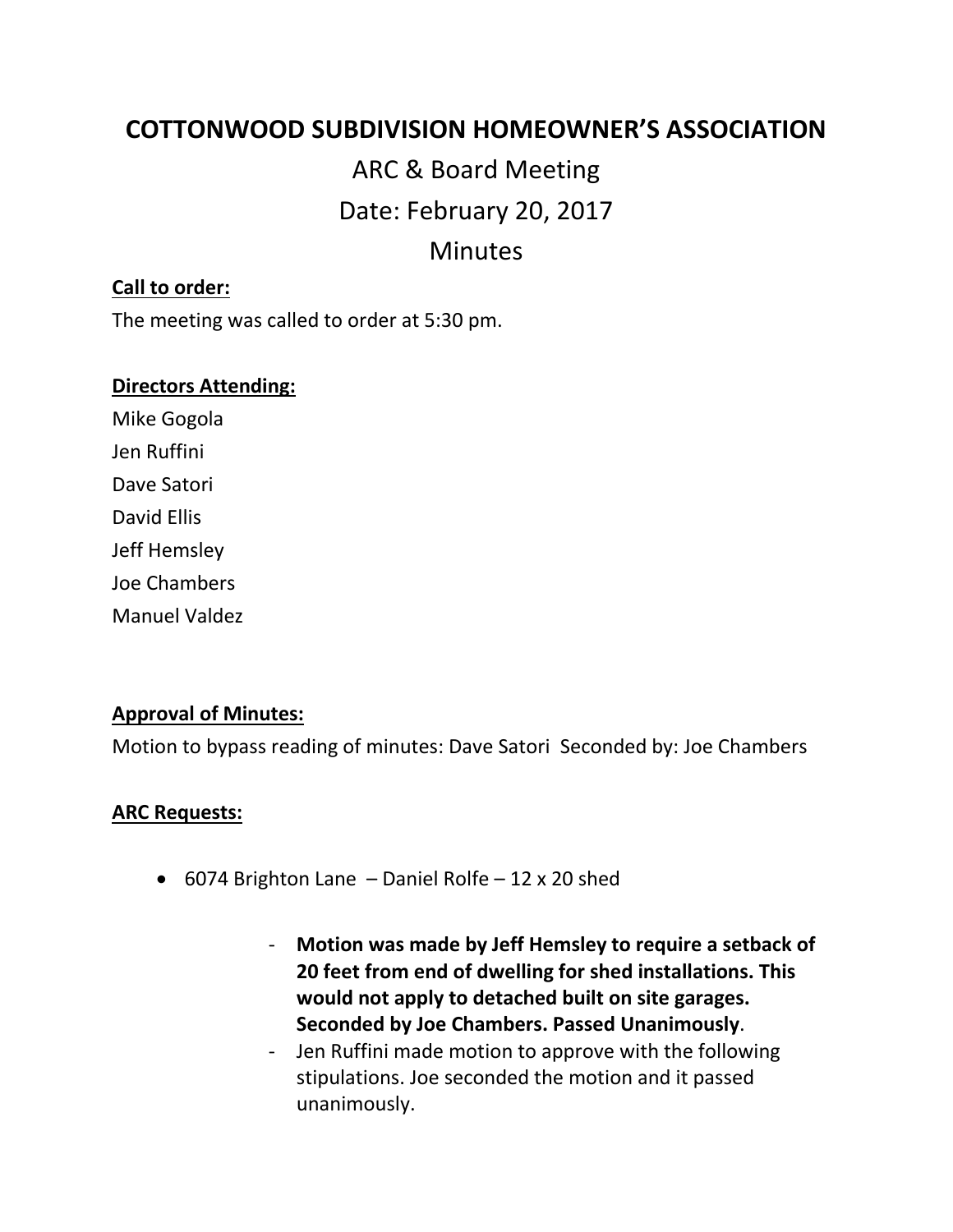# COTTONWOOD SUBDIVISION HOMEOWNER'S ASSOCIATION

## ARC & Board Meeting

## Date: February 20, 2017

## Minutes

**Call to order:**

The meeting was called to order at 5:30 pm.

**Directors Attending:**

Mike Gogola

Jen Ruffini

Dave Satori

David Ellis

Jeff Hemsley

Joe Chambers

Manuel Valdez

**Approval of Minutes:**

Motion to bypass reading of minutes: Dave Satori Seconded by: Joe Chambers

**ARC Requests:**

- 6074 Brighton Lane – Daniel Rolfe – 12 x 20 shed
  - **Motion was made by Jeff Hemsley to require a setback of 20 feet from end of dwelling for shed installations. This would not apply to detached built on site garages. Seconded by Joe Chambers. Passed Unanimously**.
  - Jen Ruffini made motion to approve with the following stipulations. Joe seconded the motion and it passed unanimously.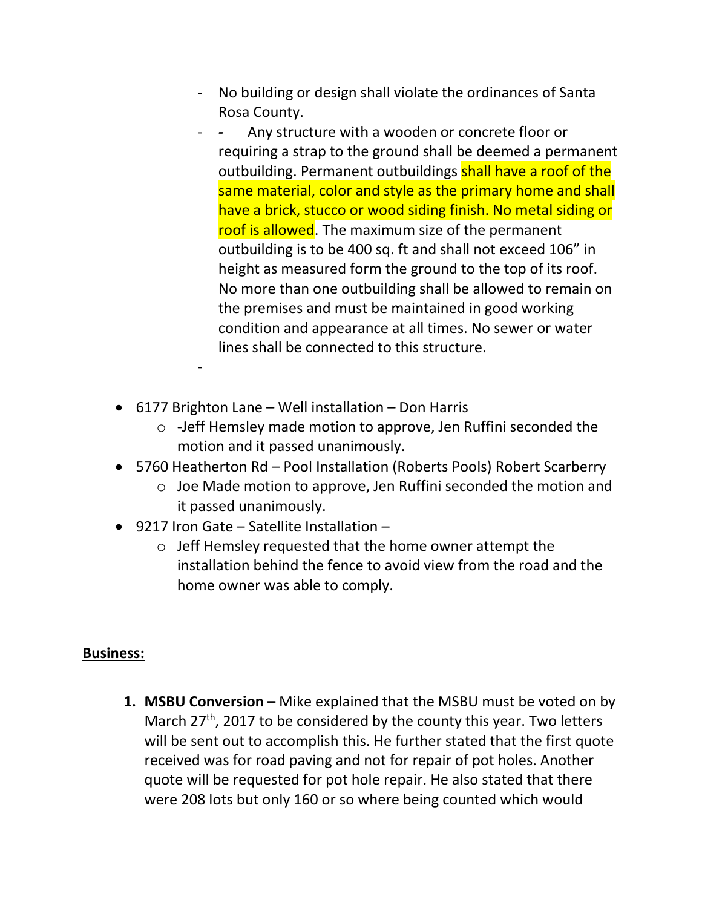- No building or design shall violate the ordinances of Santa Rosa County.
- Any structure with a wooden or concrete floor or requiring a strap to the ground shall be deemed a permanent outbuilding. Permanent outbuildings shall have a roof of the same material, color and style as the primary home and shall have a brick, stucco or wood siding finish. No metal siding or roof is allowed. The maximum size of the permanent outbuilding is to be 400 sq. ft and shall not exceed 106" in height as measured form the ground to the top of its roof. No more than one outbuilding shall be allowed to remain on the premises and must be maintained in good working condition and appearance at all times. No sewer or water lines shall be connected to this structure.

- 6177 Brighton Lane – Well installation – Don Harris
  - -Jeff Hemsley made motion to approve, Jen Ruffini seconded the motion and it passed unanimously.
- 5760 Heatherton Rd – Pool Installation (Roberts Pools) Robert Scarberry
  - Joe Made motion to approve, Jen Ruffini seconded the motion and it passed unanimously.
- 9217 Iron Gate – Satellite Installation –
  - Jeff Hemsley requested that the home owner attempt the installation behind the fence to avoid view from the road and the home owner was able to comply.

**Business:**

1. **MSBU Conversion –** Mike explained that the MSBU must be voted on by March 27th, 2017 to be considered by the county this year. Two letters will be sent out to accomplish this. He further stated that the first quote received was for road paving and not for repair of pot holes. Another quote will be requested for pot hole repair. He also stated that there were 208 lots but only 160 or so where being counted which would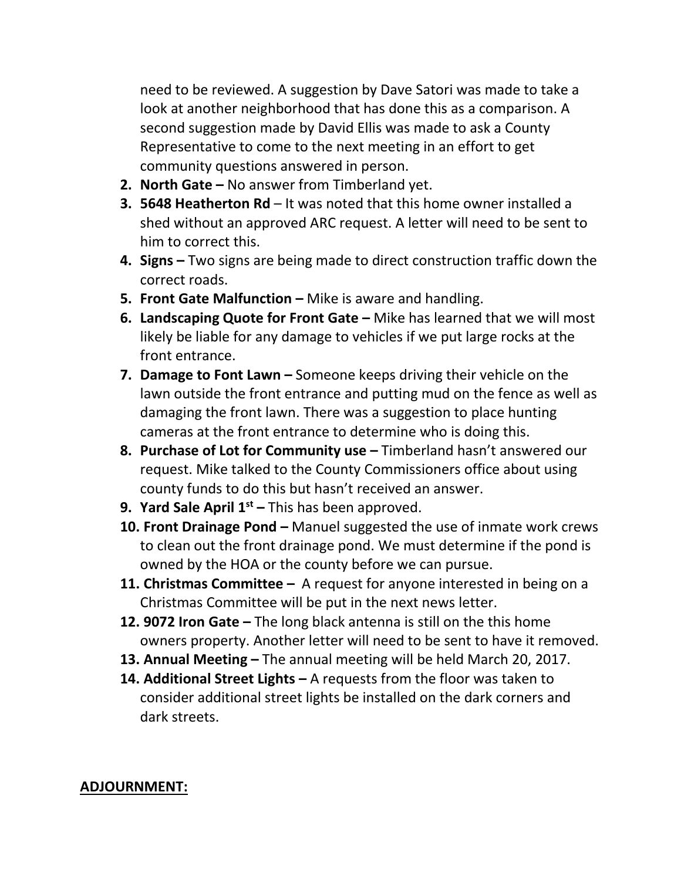need to be reviewed. A suggestion by Dave Satori was made to take a look at another neighborhood that has done this as a comparison. A second suggestion made by David Ellis was made to ask a County Representative to come to the next meeting in an effort to get community questions answered in person.

2. **North Gate –** No answer from Timberland yet.
3. **5648 Heatherton Rd** – It was noted that this home owner installed a shed without an approved ARC request. A letter will need to be sent to him to correct this.
4. **Signs –** Two signs are being made to direct construction traffic down the correct roads.
5. **Front Gate Malfunction –** Mike is aware and handling.
6. **Landscaping Quote for Front Gate –** Mike has learned that we will most likely be liable for any damage to vehicles if we put large rocks at the front entrance.
7. **Damage to Font Lawn –** Someone keeps driving their vehicle on the lawn outside the front entrance and putting mud on the fence as well as damaging the front lawn. There was a suggestion to place hunting cameras at the front entrance to determine who is doing this.
8. **Purchase of Lot for Community use –** Timberland hasn't answered our request. Mike talked to the County Commissioners office about using county funds to do this but hasn't received an answer.
9. **Yard Sale April 1st –** This has been approved.
10. **Front Drainage Pond –** Manuel suggested the use of inmate work crews to clean out the front drainage pond. We must determine if the pond is owned by the HOA or the county before we can pursue.
11. **Christmas Committee –** A request for anyone interested in being on a Christmas Committee will be put in the next news letter.
12. **9072 Iron Gate –** The long black antenna is still on the this home owners property. Another letter will need to be sent to have it removed.
13. **Annual Meeting –** The annual meeting will be held March 20, 2017.
14. **Additional Street Lights –** A requests from the floor was taken to consider additional street lights be installed on the dark corners and dark streets.

**ADJOURNMENT:**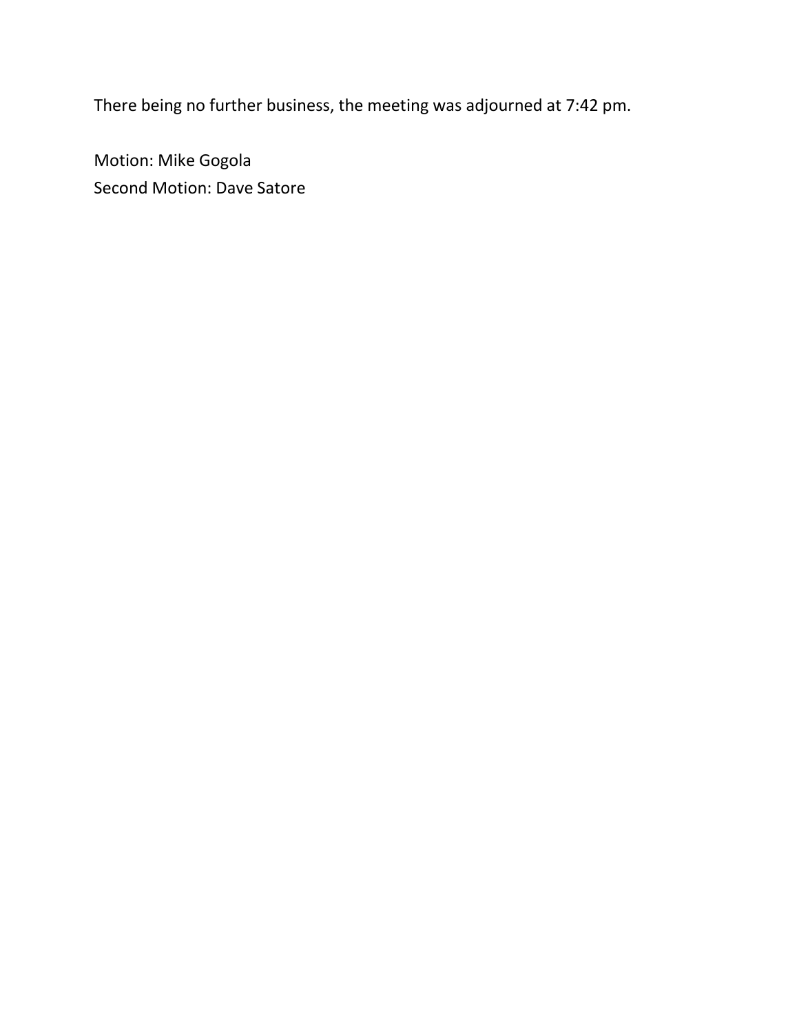There being no further business, the meeting was adjourned at 7:42 pm.

Motion: Mike Gogola
Second Motion: Dave Satore